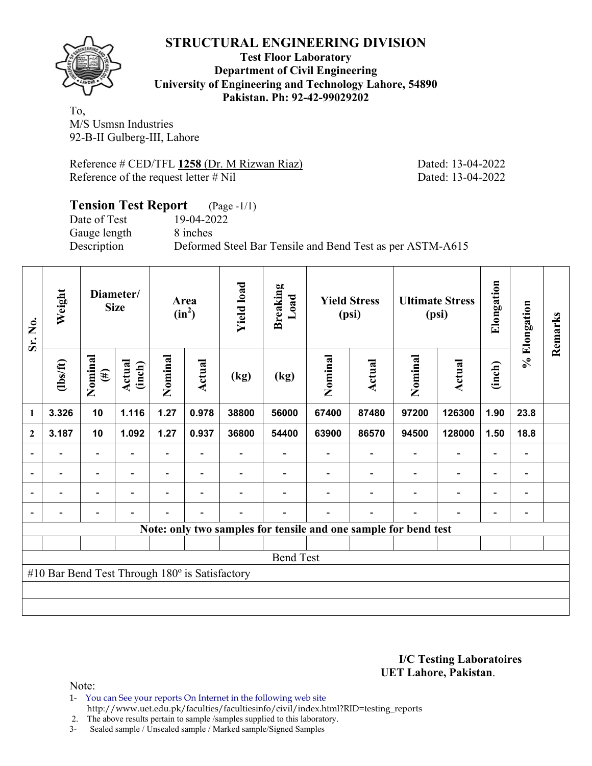# STRUCTURAL ENGINEERING DIVISION

**Test Floor Laboratory**
**Department of Civil Engineering**
**University of Engineering and Technology Lahore, 54890**
**Pakistan. Ph: 92-42-99029202**

To,
M/S Usmsn Industries
92-B-II Gulberg-III, Lahore

Reference # CED/TFL **1258** (Dr. M Rizwan Riaz) Dated: 13-04-2022
Reference of the request letter # Nil Dated: 13-04-2022

## Tension Test Report (Page -1/1)

Date of Test 19-04-2022
Gauge length 8 inches
Description Deformed Steel Bar Tensile and Bend Test as per ASTM-A615

| Sr. No. | Weight | Diameter/ Size | | Area ($in^2$) | | Yield load | Breaking Load | Yield Stress (psi) | | Ultimate Stress (psi) | | Elongation | % Elongation | Remarks |
|---|---|---|---|---|---|---|---|---|---|---|---|---|---|---|
| | (lbs/ft) | Nominal (#) | Actual (inch) | Nominal | Actual | (kg) | (kg) | Nominal | Actual | Nominal | Actual | (inch) | | |
| 1 | 3.326 | 10 | 1.116 | 1.27 | 0.978 | 38800 | 56000 | 67400 | 87480 | 97200 | 126300 | 1.90 | 23.8 | |
| 2 | 3.187 | 10 | 1.092 | 1.27 | 0.937 | 36800 | 54400 | 63900 | 86570 | 94500 | 128000 | 1.50 | 18.8 | |
| - | - | - | - | - | - | - | - | - | - | - | - | - | - | |
| - | - | - | - | - | - | - | - | - | - | - | - | - | - | |
| - | - | - | - | - | - | - | - | - | - | - | - | - | - | |
| - | - | - | - | - | - | - | - | - | - | - | - | - | - | |
| **Note: only two samples for tensile and one sample for bend test** | | | | | | | | | | | | | | |
| Bend Test | | | | | | | | | | | | | | |
| #10 Bar Bend Test Through 180º is Satisfactory | | | | | | | | | | | | | | |

**I/C Testing Laboratoires**
**UET Lahore, Pakistan**.

Note:
1- You can See your reports On Internet in the following web site
http://www.uet.edu.pk/faculties/facultiesinfo/civil/index.html?RID=testing_reports
2. The above results pertain to sample /samples supplied to this laboratory.
3- Sealed sample / Unsealed sample / Marked sample/Signed Samples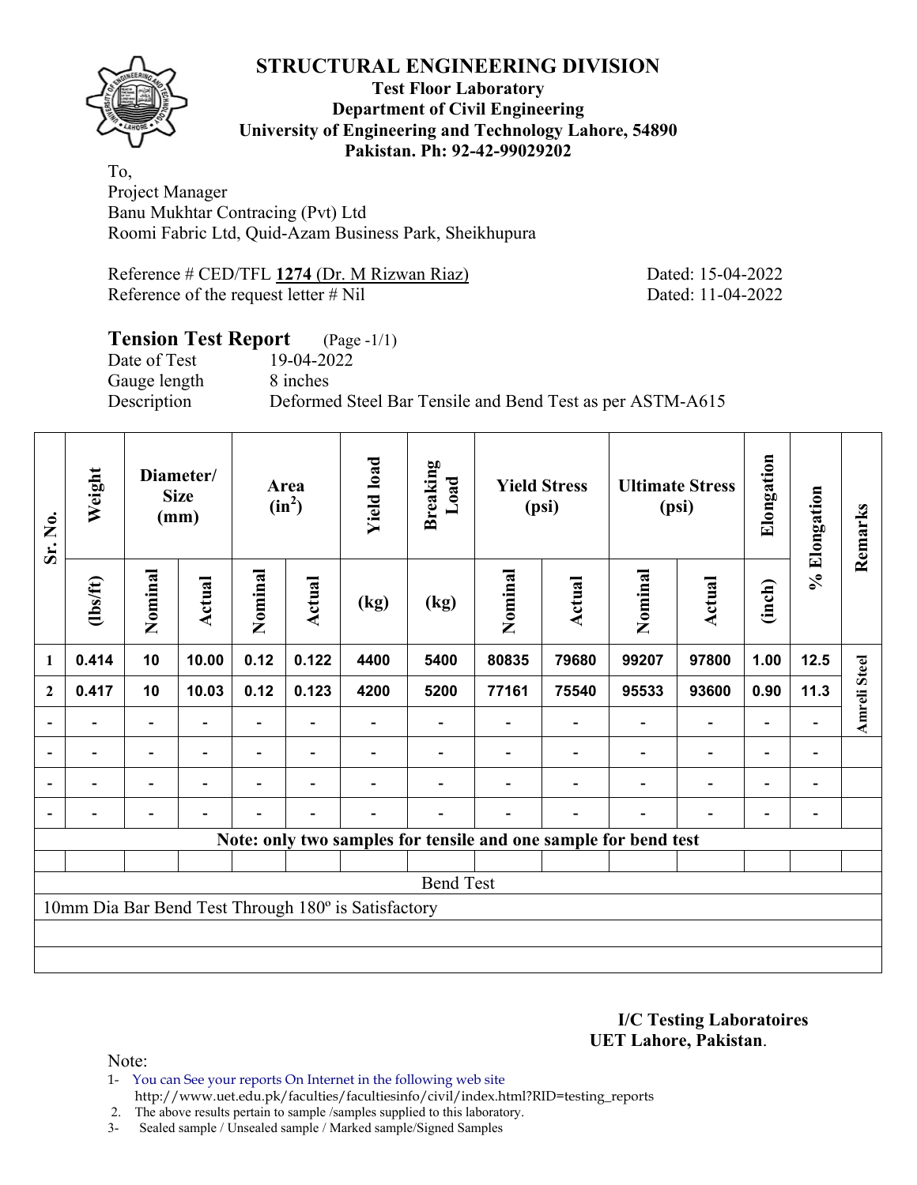# STRUCTURAL ENGINEERING DIVISION

**Test Floor Laboratory**
**Department of Civil Engineering**
**University of Engineering and Technology Lahore, 54890**
**Pakistan. Ph: 92-42-99029202**

To,
Project Manager
Banu Mukhtar Contracing (Pvt) Ltd
Roomi Fabric Ltd, Quid-Azam Business Park, Sheikhupura

Reference # CED/TFL **1274** (Dr. M Rizwan Riaz) Dated: 15-04-2022
Reference of the request letter # Nil Dated: 11-04-2022

## Tension Test Report (Page -1/1)

Date of Test 19-04-2022
Gauge length 8 inches
Description Deformed Steel Bar Tensile and Bend Test as per ASTM-A615

| Sr. No. | Weight | Diameter/ Size (mm) | | Area ($in^2$) | | Yield load | Breaking Load | Yield Stress (psi) | | Ultimate Stress (psi) | | Elongation | % Elongation | Remarks |
|---|---|---|---|---|---|---|---|---|---|---|---|---|---|---|
| | (lbs/ft) | Nominal | Actual | Nominal | Actual | (kg) | (kg) | Nominal | Actual | Nominal | Actual | (inch) | | |
| 1 | 0.414 | 10 | 10.00 | 0.12 | 0.122 | 4400 | 5400 | 80835 | 79680 | 99207 | 97800 | 1.00 | 12.5 | Amreli Steel |
| 2 | 0.417 | 10 | 10.03 | 0.12 | 0.123 | 4200 | 5200 | 77161 | 75540 | 95533 | 93600 | 0.90 | 11.3 | |
| - | - | - | - | - | - | - | - | - | - | - | - | - | - | |
| - | - | - | - | - | - | - | - | - | - | - | - | - | - | |
| - | - | - | - | - | - | - | - | - | - | - | - | - | - | |
| - | - | - | - | - | - | - | - | - | - | - | - | - | - | |

**Note: only two samples for tensile and one sample for bend test**

Bend Test

10mm Dia Bar Bend Test Through 180º is Satisfactory

**I/C Testing Laboratoires**
**UET Lahore, Pakistan**.

Note:
1- You can See your reports On Internet in the following web site http://www.uet.edu.pk/faculties/facultiesinfo/civil/index.html?RID=testing_reports
2. The above results pertain to sample /samples supplied to this laboratory.
3- Sealed sample / Unsealed sample / Marked sample/Signed Samples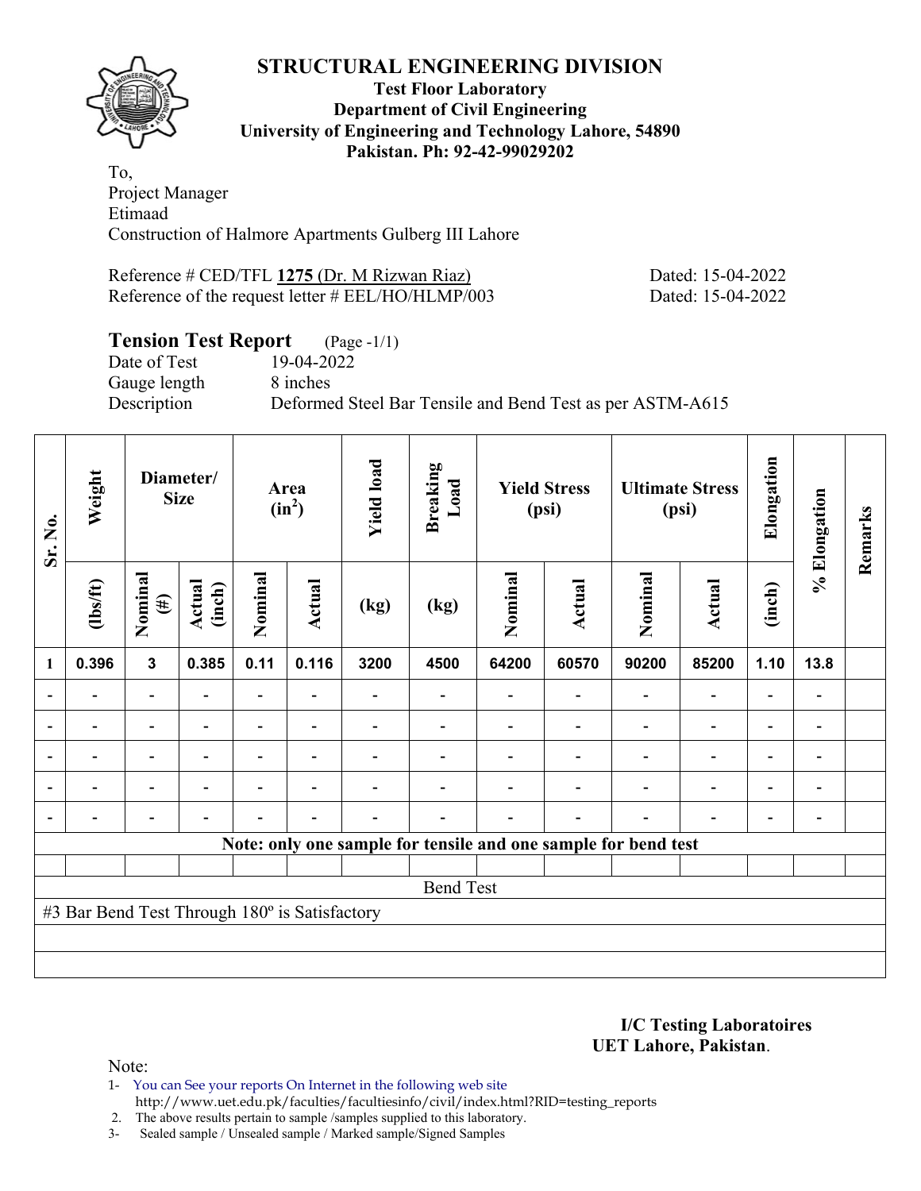# STRUCTURAL ENGINEERING DIVISION

**Test Floor Laboratory**
**Department of Civil Engineering**
**University of Engineering and Technology Lahore, 54890**
**Pakistan. Ph: 92-42-99029202**

To,
Project Manager
Etimaad
Construction of Halmore Apartments Gulberg III Lahore

Reference # CED/TFL **1275** (Dr. M Rizwan Riaz) Dated: 15-04-2022
Reference of the request letter # EEL/HO/HLMP/003 Dated: 15-04-2022

## Tension Test Report (Page -1/1)

Date of Test 19-04-2022
Gauge length 8 inches
Description Deformed Steel Bar Tensile and Bend Test as per ASTM-A615

| Sr. No. | Weight | Diameter/ Size | | Area ($in^2$) | | Yield load | Breaking Load | Yield Stress (psi) | | Ultimate Stress (psi) | | Elongation | % Elongation | Remarks |
|---|---|---|---|---|---|---|---|---|---|---|---|---|---|---|
| | (lbs/ft) | Nominal (#) | Actual (inch) | Nominal | Actual | (kg) | (kg) | Nominal | Actual | Nominal | Actual | (inch) | | |
| 1 | 0.396 | 3 | 0.385 | 0.11 | 0.116 | 3200 | 4500 | 64200 | 60570 | 90200 | 85200 | 1.10 | 13.8 | |
| - | - | - | - | - | - | - | - | - | - | - | - | - | - | |
| - | - | - | - | - | - | - | - | - | - | - | - | - | - | |
| - | - | - | - | - | - | - | - | - | - | - | - | - | - | |
| - | - | - | - | - | - | - | - | - | - | - | - | - | - | |
| - | - | - | - | - | - | - | - | - | - | - | - | - | - | |

**Note: only one sample for tensile and one sample for bend test**

Bend Test

#3 Bar Bend Test Through 180º is Satisfactory

**I/C Testing Laboratoires**
**UET Lahore, Pakistan**.

Note:

1- You can See your reports On Internet in the following web site
http://www.uet.edu.pk/faculties/facultiesinfo/civil/index.html?RID=testing_reports
2. The above results pertain to sample /samples supplied to this laboratory.
3- Sealed sample / Unsealed sample / Marked sample/Signed Samples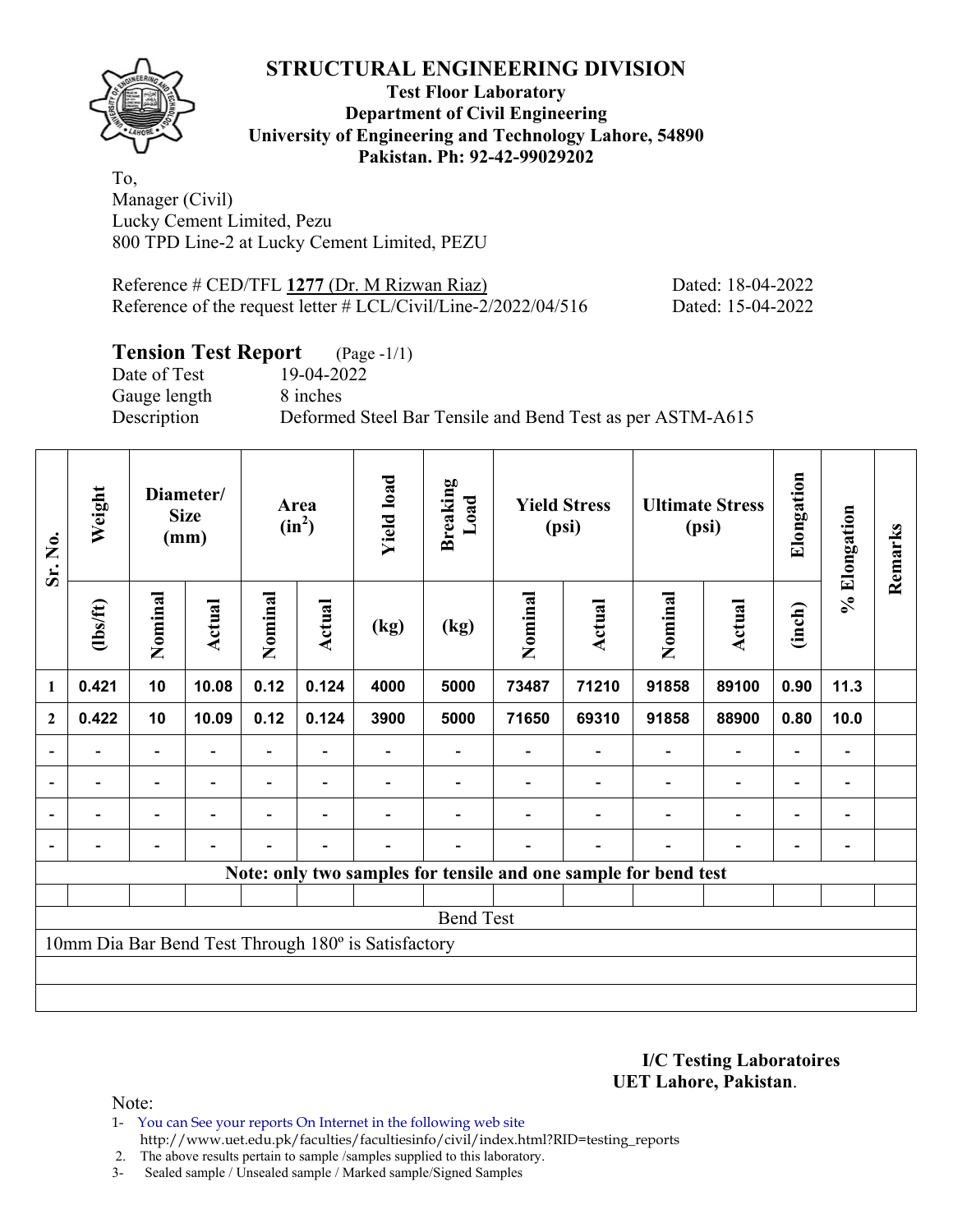# STRUCTURAL ENGINEERING DIVISION

**Test Floor Laboratory**
**Department of Civil Engineering**
**University of Engineering and Technology Lahore, 54890**
**Pakistan. Ph: 92-42-99029202**

To,
Manager (Civil)
Lucky Cement Limited, Pezu
800 TPD Line-2 at Lucky Cement Limited, PEZU

Reference # CED/TFL **1277** (Dr. M Rizwan Riaz) Dated: 18-04-2022
Reference of the request letter # LCL/Civil/Line-2/2022/04/516 Dated: 15-04-2022

## Tension Test Report (Page -1/1)

Date of Test 19-04-2022
Gauge length 8 inches
Description Deformed Steel Bar Tensile and Bend Test as per ASTM-A615

| Sr. No. | Weight | Diameter/ Size (mm) | | Area ($in^2$) | | Yield load | Breaking Load | Yield Stress (psi) | | Ultimate Stress (psi) | | Elongation | % Elongation | Remarks |
|---|---|---|---|---|---|---|---|---|---|---|---|---|---|---|
| | (lbs/ft) | Nominal | Actual | Nominal | Actual | (kg) | (kg) | Nominal | Actual | Nominal | Actual | (inch) | | |
| 1 | 0.421 | 10 | 10.08 | 0.12 | 0.124 | 4000 | 5000 | 73487 | 71210 | 91858 | 89100 | 0.90 | 11.3 | |
| 2 | 0.422 | 10 | 10.09 | 0.12 | 0.124 | 3900 | 5000 | 71650 | 69310 | 91858 | 88900 | 0.80 | 10.0 | |
| - | - | - | - | - | - | - | - | - | - | - | - | - | - | |
| - | - | - | - | - | - | - | - | - | - | - | - | - | - | |
| - | - | - | - | - | - | - | - | - | - | - | - | - | - | |
| - | - | - | - | - | - | - | - | - | - | - | - | - | - | |
| Note: only two samples for tensile and one sample for bend test | | | | | | | | | | | | | | |
| Bend Test | | | | | | | | | | | | | | |
| 10mm Dia Bar Bend Test Through 180º is Satisfactory | | | | | | | | | | | | | | |

**I/C Testing Laboratoires**
**UET Lahore, Pakistan**.

Note:
1- You can See your reports On Internet in the following web site
http://www.uet.edu.pk/faculties/facultiesinfo/civil/index.html?RID=testing_reports
2. The above results pertain to sample /samples supplied to this laboratory.
3- Sealed sample / Unsealed sample / Marked sample/Signed Samples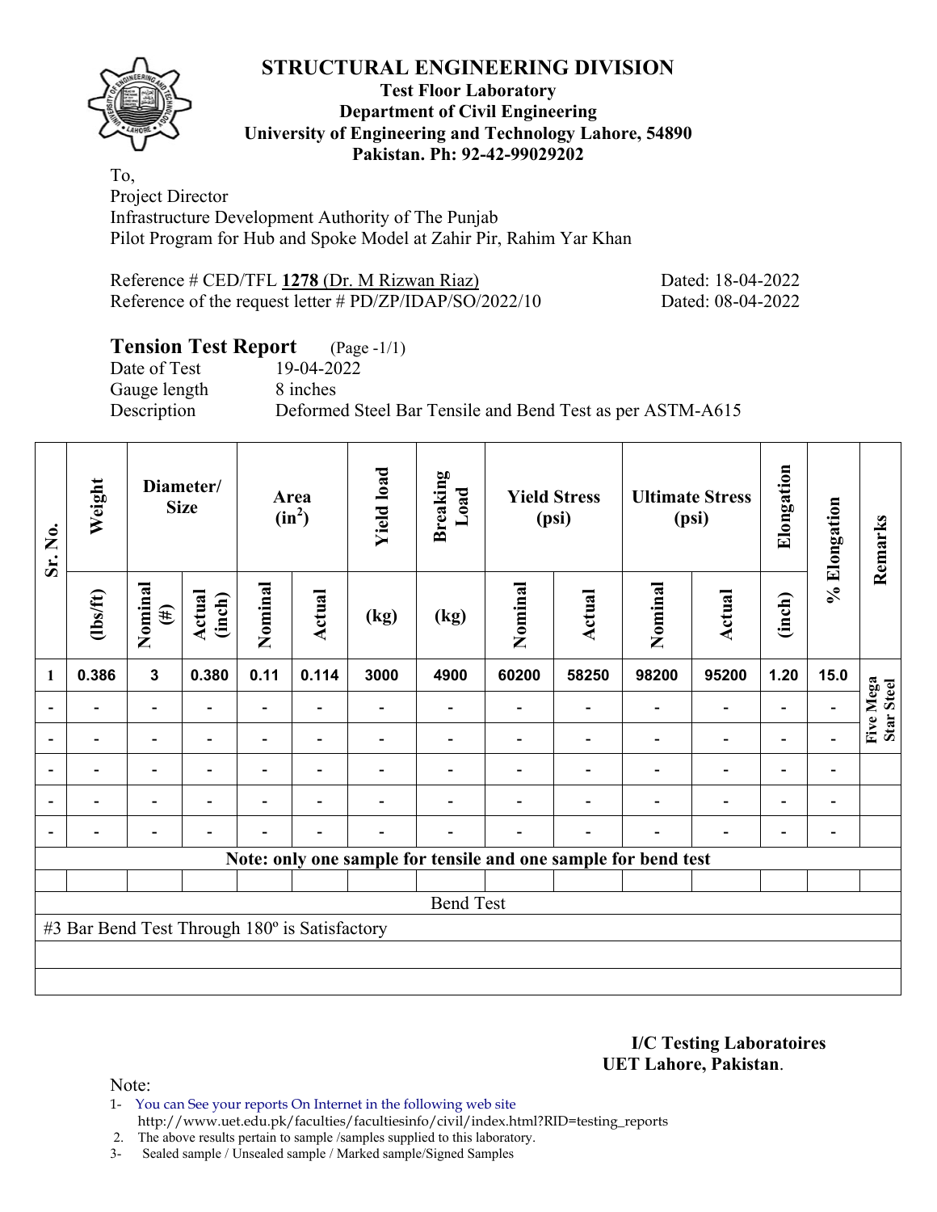# STRUCTURAL ENGINEERING DIVISION

**Test Floor Laboratory**
**Department of Civil Engineering**
**University of Engineering and Technology Lahore, 54890**
**Pakistan. Ph: 92-42-99029202**

To,
Project Director
Infrastructure Development Authority of The Punjab
Pilot Program for Hub and Spoke Model at Zahir Pir, Rahim Yar Khan

Reference # CED/TFL **1278** (Dr. M Rizwan Riaz) Dated: 18-04-2022
Reference of the request letter # PD/ZP/IDAP/SO/2022/10 Dated: 08-04-2022

## Tension Test Report (Page -1/1)

Date of Test 19-04-2022
Gauge length 8 inches
Description Deformed Steel Bar Tensile and Bend Test as per ASTM-A615

| Sr. No. | Weight | Diameter/ Size | | Area ($in^2$) | | Yield load | Breaking Load | Yield Stress (psi) | | Ultimate Stress (psi) | | Elongation | % Elongation | Remarks |
|---|---|---|---|---|---|---|---|---|---|---|---|---|---|---|
| | (lbs/ft) | Nominal (#) | Actual (inch) | Nominal | Actual | (kg) | (kg) | Nominal | Actual | Nominal | Actual | (inch) | | |
| 1 | 0.386 | 3 | 0.380 | 0.11 | 0.114 | 3000 | 4900 | 60200 | 58250 | 98200 | 95200 | 1.20 | 15.0 | Five Mega Star Steel |
| - | - | - | - | - | - | - | - | - | - | - | - | - | - | |
| - | - | - | - | - | - | - | - | - | - | - | - | - | - | |
| - | - | - | - | - | - | - | - | - | - | - | - | - | - | |
| - | - | - | - | - | - | - | - | - | - | - | - | - | - | |
| - | - | - | - | - | - | - | - | - | - | - | - | - | - | |

**Note: only one sample for tensile and one sample for bend test**

Bend Test

#3 Bar Bend Test Through 180º is Satisfactory

**I/C Testing Laboratoires**
**UET Lahore, Pakistan**.

Note:

1- You can See your reports On Internet in the following web site
http://www.uet.edu.pk/faculties/facultiesinfo/civil/index.html?RID=testing_reports
2. The above results pertain to sample /samples supplied to this laboratory.
3- Sealed sample / Unsealed sample / Marked sample/Signed Samples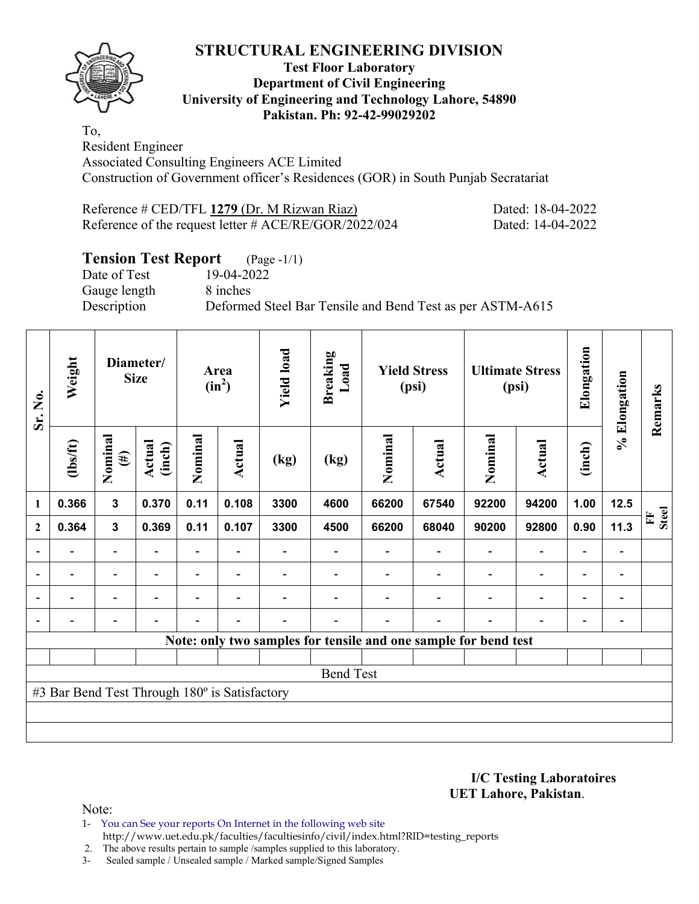# STRUCTURAL ENGINEERING DIVISION

**Test Floor Laboratory**
**Department of Civil Engineering**
**University of Engineering and Technology Lahore, 54890**
**Pakistan. Ph: 92-42-99029202**

To,
Resident Engineer
Associated Consulting Engineers ACE Limited
Construction of Government officer's Residences (GOR) in South Punjab Secrataria t

Reference # CED/TFL **1279** (Dr. M Rizwan Riaz) Dated: 18-04-2022
Reference of the request letter # ACE/RE/GOR/2022/024 Dated: 14-04-2022

## Tension Test Report (Page -1/1)

Date of Test 19-04-2022
Gauge length 8 inches
Description Deformed Steel Bar Tensile and Bend Test as per ASTM-A615

| Sr. No. | Weight | Diameter/ Size | | Area ($in^2$) | | Yield load | Breaking Load | Yield Stress (psi) | | Ultimate Stress (psi) | | Elongation | % Elongation | Remarks |
|---|---|---|---|---|---|---|---|---|---|---|---|---|---|---|
| | (lbs/ft) | Nominal (#) | Actual (inch) | Nominal | Actual | (kg) | (kg) | Nominal | Actual | Nominal | Actual | (inch) | | |
| 1 | 0.366 | 3 | 0.370 | 0.11 | 0.108 | 3300 | 4600 | 66200 | 67540 | 92200 | 94200 | 1.00 | 12.5 | FF Steel |
| 2 | 0.364 | 3 | 0.369 | 0.11 | 0.107 | 3300 | 4500 | 66200 | 68040 | 90200 | 92800 | 0.90 | 11.3 | |
| - | - | - | - | - | - | - | - | - | - | - | - | - | - | |
| - | - | - | - | - | - | - | - | - | - | - | - | - | - | |
| - | - | - | - | - | - | - | - | - | - | - | - | - | - | |
| - | - | - | - | - | - | - | - | - | - | - | - | - | - | |

**Note: only two samples for tensile and one sample for bend test**

Bend Test

#3 Bar Bend Test Through 180º is Satisfactory

**I/C Testing Laboratoires**
**UET Lahore, Pakistan**.

Note:
1- You can See your reports On Internet in the following web site
http://www.uet.edu.pk/faculties/facultiesinfo/civil/index.html?RID=testing_reports
2. The above results pertain to sample /samples supplied to this laboratory.
3- Sealed sample / Unsealed sample / Marked sample/Signed Samples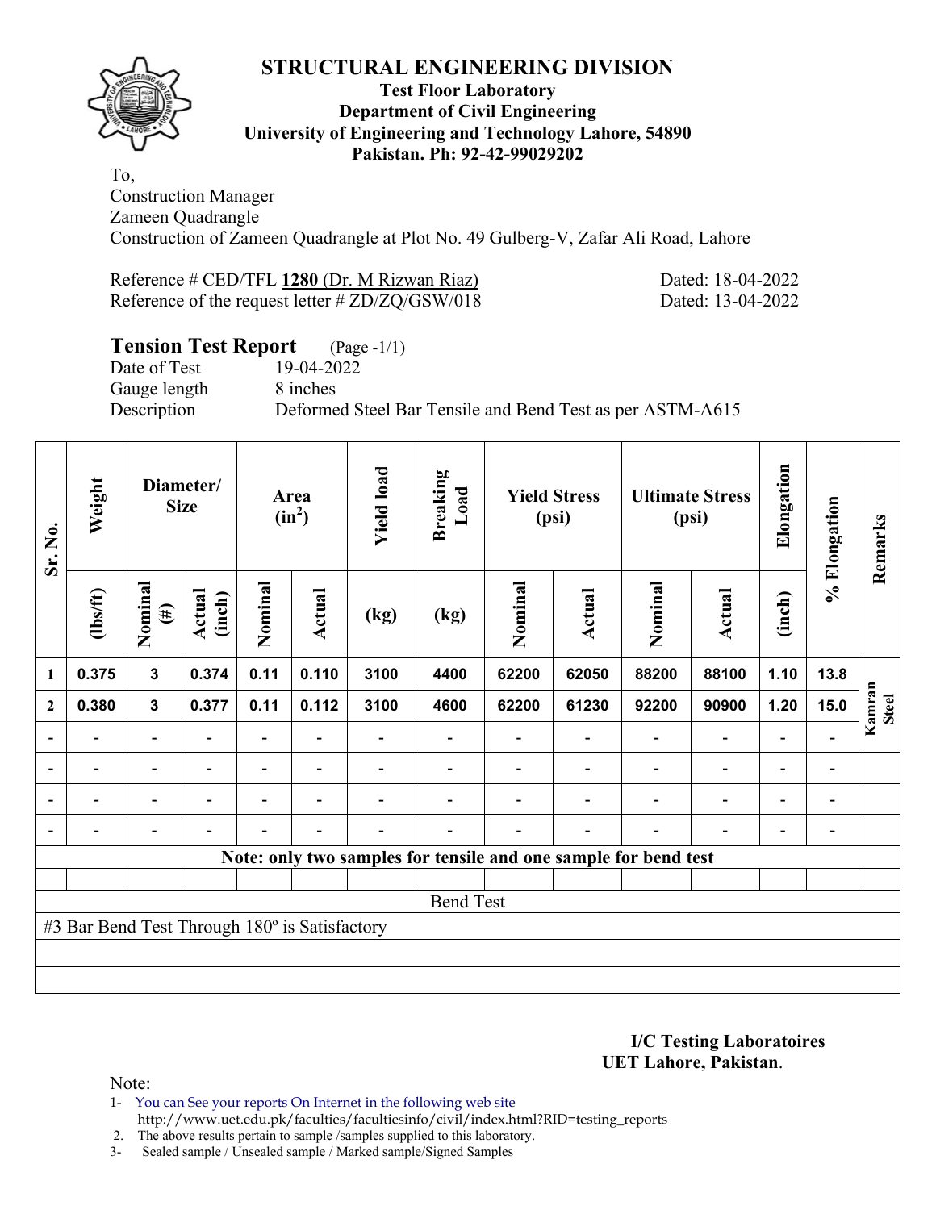# STRUCTURAL ENGINEERING DIVISION

**Test Floor Laboratory**
**Department of Civil Engineering**
**University of Engineering and Technology Lahore, 54890**
**Pakistan. Ph: 92-42-99029202**

To,
Construction Manager
Zameen Quadrangle
Construction of Zameen Quadrangle at Plot No. 49 Gulberg-V, Zafar Ali Road, Lahore

Reference # CED/TFL **1280** (Dr. M Rizwan Riaz) Dated: 18-04-2022
Reference of the request letter # ZD/ZQ/GSW/018 Dated: 13-04-2022

## Tension Test Report (Page -1/1)

Date of Test 19-04-2022
Gauge length 8 inches
Description Deformed Steel Bar Tensile and Bend Test as per ASTM-A615

| Sr. No. | Weight | Diameter/ Size | | Area ($in^2$) | | Yield load | Breaking Load | Yield Stress (psi) | | Ultimate Stress (psi) | | Elongation | % Elongation | Remarks |
|---|---|---|---|---|---|---|---|---|---|---|---|---|---|---|
| | (lbs/ft) | Nominal (#) | Actual (inch) | Nominal | Actual | (kg) | (kg) | Nominal | Actual | Nominal | Actual | (inch) | | |
| 1 | 0.375 | 3 | 0.374 | 0.11 | 0.110 | 3100 | 4400 | 62200 | 62050 | 88200 | 88100 | 1.10 | 13.8 | Kamran Steel |
| 2 | 0.380 | 3 | 0.377 | 0.11 | 0.112 | 3100 | 4600 | 62200 | 61230 | 92200 | 90900 | 1.20 | 15.0 | |
| - | - | - | - | - | - | - | - | - | - | - | - | - | - | |
| - | - | - | - | - | - | - | - | - | - | - | - | - | - | |
| - | - | - | - | - | - | - | - | - | - | - | - | - | - | |
| - | - | - | - | - | - | - | - | - | - | - | - | - | - | |

**Note: only two samples for tensile and one sample for bend test**

Bend Test

#3 Bar Bend Test Through 180º is Satisfactory

**I/C Testing Laboratoires**
**UET Lahore, Pakistan.**

Note:
1- You can See your reports On Internet in the following web site
http://www.uet.edu.pk/faculties/facultiesinfo/civil/index.html?RID=testing_reports
2. The above results pertain to sample /samples supplied to this laboratory.
3- Sealed sample / Unsealed sample / Marked sample/Signed Samples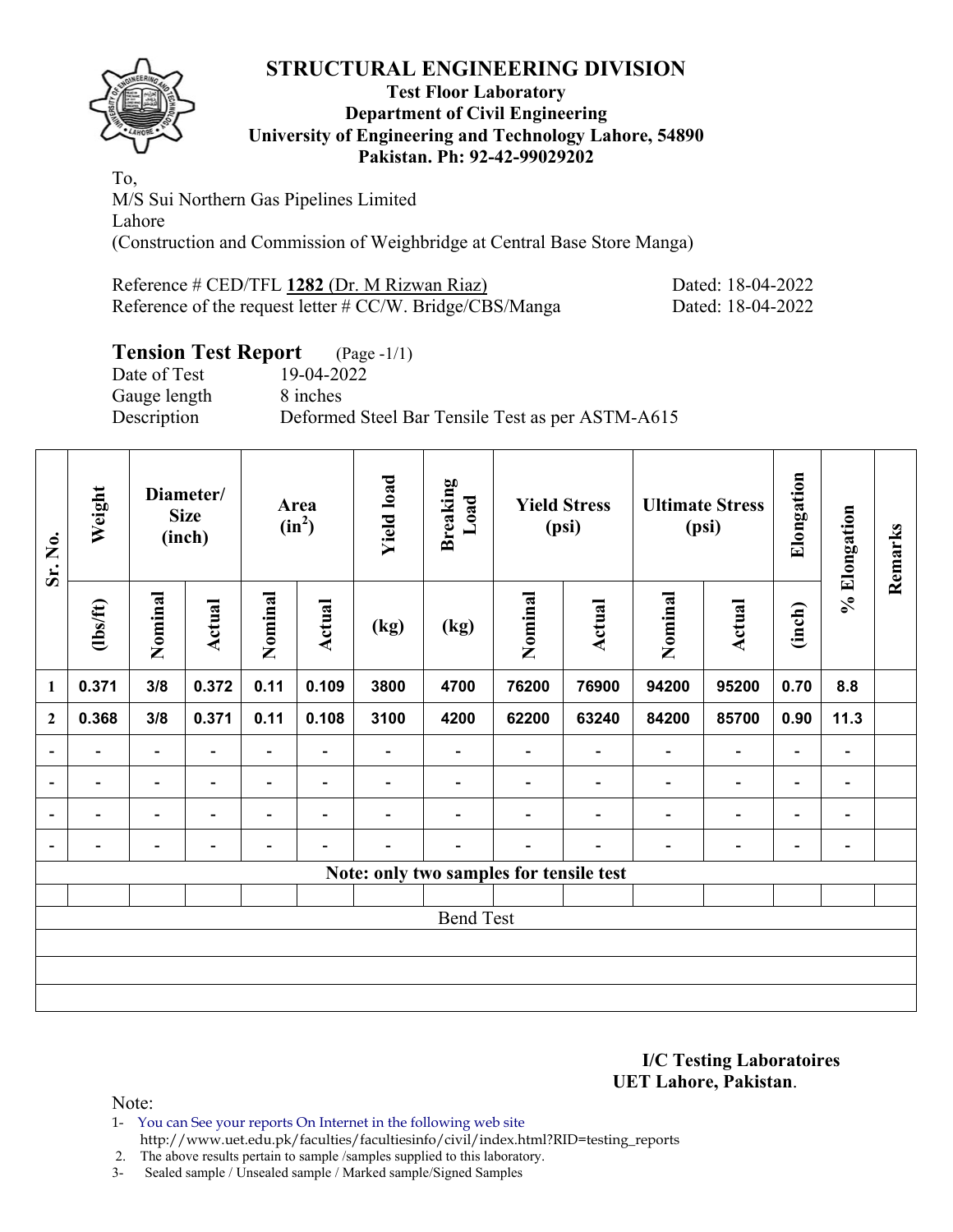# STRUCTURAL ENGINEERING DIVISION

**Test Floor Laboratory**
**Department of Civil Engineering**
**University of Engineering and Technology Lahore, 54890**
**Pakistan. Ph: 92-42-99029202**

To,
M/S Sui Northern Gas Pipelines Limited
Lahore
(Construction and Commission of Weighbridge at Central Base Store Manga)

Reference # CED/TFL **1282** (Dr. M Rizwan Riaz) Dated: 18-04-2022
Reference of the request letter # CC/W. Bridge/CBS/Manga Dated: 18-04-2022

## Tension Test Report (Page -1/1)

Date of Test 19-04-2022
Gauge length 8 inches
Description Deformed Steel Bar Tensile Test as per ASTM-A615

| Sr. No. | Weight | Diameter/ Size (inch) | | Area ($in^2$) | | Yield load | Breaking Load | Yield Stress (psi) | | Ultimate Stress (psi) | | Elongation | % Elongation | Remarks |
|---|---|---|---|---|---|---|---|---|---|---|---|---|---|---|
| | (lbs/ft) | Nominal | Actual | Nominal | Actual | (kg) | (kg) | Nominal | Actual | Nominal | Actual | (inch) | | |
| 1 | 0.371 | 3/8 | 0.372 | 0.11 | 0.109 | 3800 | 4700 | 76200 | 76900 | 94200 | 95200 | 0.70 | 8.8 | |
| 2 | 0.368 | 3/8 | 0.371 | 0.11 | 0.108 | 3100 | 4200 | 62200 | 63240 | 84200 | 85700 | 0.90 | 11.3 | |
| - | - | - | - | - | - | - | - | - | - | - | - | - | - | |
| - | - | - | - | - | - | - | - | - | - | - | - | - | - | |
| - | - | - | - | - | - | - | - | - | - | - | - | - | - | |
| - | - | - | - | - | - | - | - | - | - | - | - | - | - | |
| Note: only two samples for tensile test | | | | | | | | | | | | | | |
| | | | | | | | | | | | | | | |
| Bend Test | | | | | | | | | | | | | | |
| | | | | | | | | | | | | | | |
| | | | | | | | | | | | | | | |
| | | | | | | | | | | | | | | |

**I/C Testing Laboratoires**
**UET Lahore, Pakistan**.

Note:
1- You can See your reports On Internet in the following web site
http://www.uet.edu.pk/faculties/facultiesinfo/civil/index.html?RID=testing_reports
2. The above results pertain to sample /samples supplied to this laboratory.
3- Sealed sample / Unsealed sample / Marked sample/Signed Samples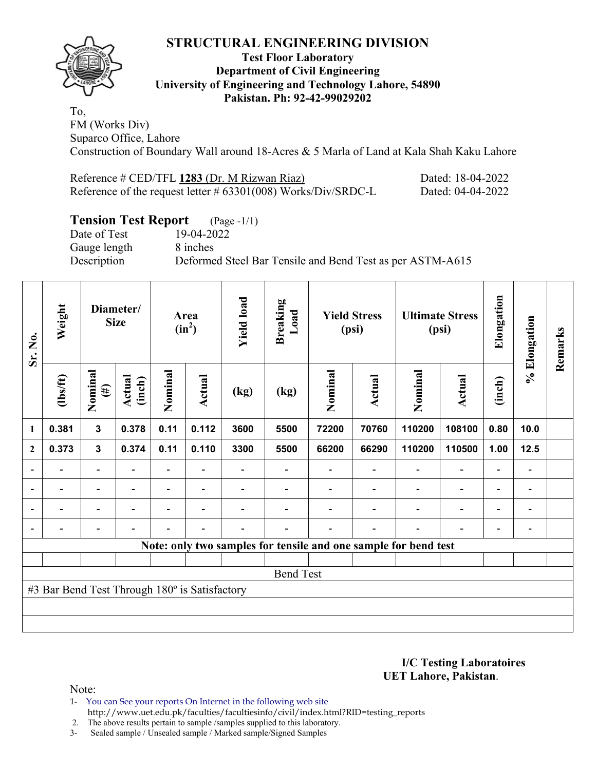# STRUCTURAL ENGINEERING DIVISION

**Test Floor Laboratory**
**Department of Civil Engineering**
**University of Engineering and Technology Lahore, 54890**
**Pakistan. Ph: 92-42-99029202**

To,
FM (Works Div)
Suparco Office, Lahore
Construction of Boundary Wall around 18-Acres & 5 Marla of Land at Kala Shah Kaku Lahore

Reference # CED/TFL **1283** (Dr. M Rizwan Riaz) Dated: 18-04-2022
Reference of the request letter # 63301(008) Works/Div/SRDC-L Dated: 04-04-2022

## Tension Test Report (Page -1/1)

Date of Test 19-04-2022
Gauge length 8 inches
Description Deformed Steel Bar Tensile and Bend Test as per ASTM-A615

| Sr. No. | Weight | Diameter/ Size | | Area ($in^2$) | | Yield load | Breaking Load | Yield Stress (psi) | | Ultimate Stress (psi) | | Elongation | % Elongation | Remarks |
|---|---|---|---|---|---|---|---|---|---|---|---|---|---|---|
| | (lbs/ft) | Nominal (#) | Actual (inch) | Nominal | Actual | (kg) | (kg) | Nominal | Actual | Nominal | Actual | (inch) | | |
| 1 | 0.381 | 3 | 0.378 | 0.11 | 0.112 | 3600 | 5500 | 72200 | 70760 | 110200 | 108100 | 0.80 | 10.0 | |
| 2 | 0.373 | 3 | 0.374 | 0.11 | 0.110 | 3300 | 5500 | 66200 | 66290 | 110200 | 110500 | 1.00 | 12.5 | |
| - | - | - | - | - | - | - | - | - | - | - | - | - | - | |
| - | - | - | - | - | - | - | - | - | - | - | - | - | - | |
| - | - | - | - | - | - | - | - | - | - | - | - | - | - | |
| - | - | - | - | - | - | - | - | - | - | - | - | - | - | |
| **Note: only two samples for tensile and one sample for bend test** | | | | | | | | | | | | | | |
| Bend Test | | | | | | | | | | | | | | |
| #3 Bar Bend Test Through 180º is Satisfactory | | | | | | | | | | | | | | |

**I/C Testing Laboratoires**
**UET Lahore, Pakistan**.

Note:
1- You can See your reports On Internet in the following web site
http://www.uet.edu.pk/faculties/facultiesinfo/civil/index.html?RID=testing_reports
2. The above results pertain to sample /samples supplied to this laboratory.
3- Sealed sample / Unsealed sample / Marked sample/Signed Samples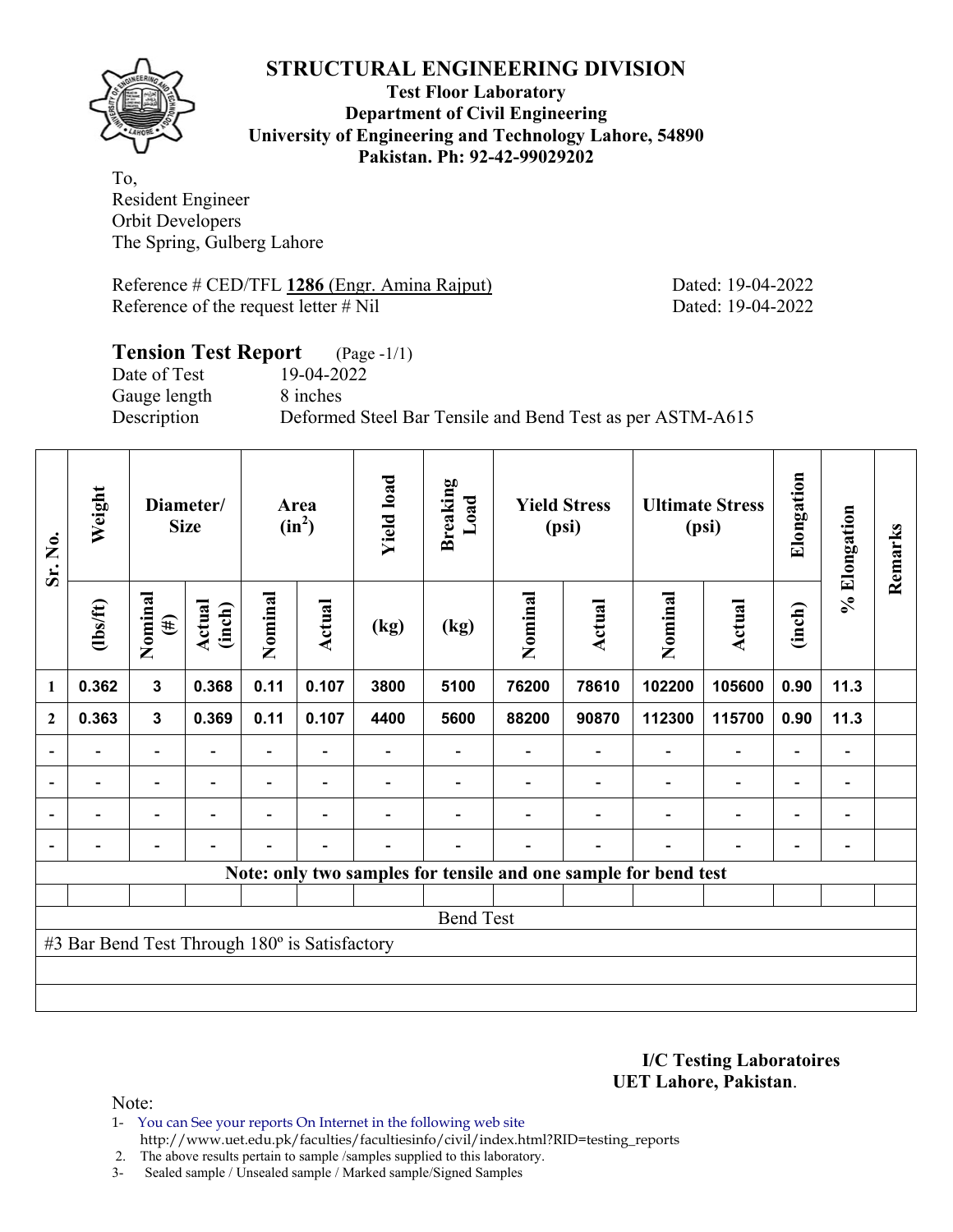# STRUCTURAL ENGINEERING DIVISION

**Test Floor Laboratory**
**Department of Civil Engineering**
**University of Engineering and Technology Lahore, 54890**
**Pakistan. Ph: 92-42-99029202**

To,
Resident Engineer
Orbit Developers
The Spring, Gulberg Lahore

Reference # CED/TFL **1286** (Engr. Amina Rajput) Dated: 19-04-2022
Reference of the request letter # Nil Dated: 19-04-2022

## Tension Test Report (Page -1/1)

Date of Test 19-04-2022
Gauge length 8 inches
Description Deformed Steel Bar Tensile and Bend Test as per ASTM-A615

| Sr. No. | Weight | Diameter/ Size | | Area ($in^2$) | | Yield load | Breaking Load | Yield Stress (psi) | | Ultimate Stress (psi) | | Elongation | % Elongation | Remarks |
|---|---|---|---|---|---|---|---|---|---|---|---|---|---|---|
| | (lbs/ft) | Nominal (#) | Actual (inch) | Nominal | Actual | (kg) | (kg) | Nominal | Actual | Nominal | Actual | (inch) | | |
| 1 | 0.362 | 3 | 0.368 | 0.11 | 0.107 | 3800 | 5100 | 76200 | 78610 | 102200 | 105600 | 0.90 | 11.3 | |
| 2 | 0.363 | 3 | 0.369 | 0.11 | 0.107 | 4400 | 5600 | 88200 | 90870 | 112300 | 115700 | 0.90 | 11.3 | |
| - | - | - | - | - | - | - | - | - | - | - | - | - | - | |
| - | - | - | - | - | - | - | - | - | - | - | - | - | - | |
| - | - | - | - | - | - | - | - | - | - | - | - | - | - | |
| - | - | - | - | - | - | - | - | - | - | - | - | - | - | |
| Note: only two samples for tensile and one sample for bend test | | | | | | | | | | | | | | |
| | | | | | | | | | | | | | | |
| Bend Test | | | | | | | | | | | | | | |
| #3 Bar Bend Test Through 180º is Satisfactory | | | | | | | | | | | | | | |

**I/C Testing Laboratoires**
**UET Lahore, Pakistan**.

Note:
1- You can See your reports On Internet in the following web site
http://www.uet.edu.pk/faculties/facultiesinfo/civil/index.html?RID=testing_reports
2. The above results pertain to sample /samples supplied to this laboratory.
3- Sealed sample / Unsealed sample / Marked sample/Signed Samples